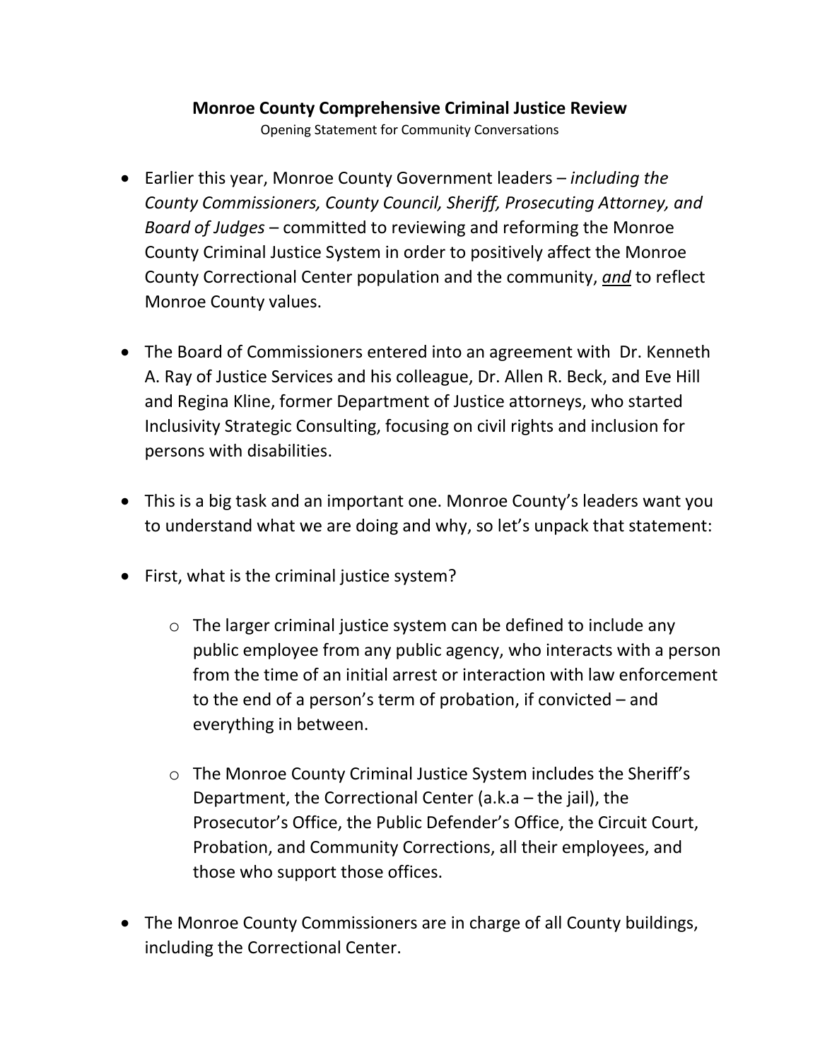**Monroe County Comprehensive Criminal Justice Review**

Opening Statement for Community Conversations

- Earlier this year, Monroe County Government leaders – *including the County Commissioners, County Council, Sheriff, Prosecuting Attorney, and Board of Judges* – committed to reviewing and reforming the Monroe County Criminal Justice System in order to positively affect the Monroe County Correctional Center population and the community, ***and*** to reflect Monroe County values.

- The Board of Commissioners entered into an agreement with Dr. Kenneth A. Ray of Justice Services and his colleague, Dr. Allen R. Beck, and Eve Hill and Regina Kline, former Department of Justice attorneys, who started Inclusivity Strategic Consulting, focusing on civil rights and inclusion for persons with disabilities.

- This is a big task and an important one. Monroe County's leaders want you to understand what we are doing and why, so let's unpack that statement:

- First, what is the criminal justice system?

    - The larger criminal justice system can be defined to include any public employee from any public agency, who interacts with a person from the time of an initial arrest or interaction with law enforcement to the end of a person's term of probation, if convicted – and everything in between.

    - The Monroe County Criminal Justice System includes the Sheriff's Department, the Correctional Center (a.k.a – the jail), the Prosecutor's Office, the Public Defender's Office, the Circuit Court, Probation, and Community Corrections, all their employees, and those who support those offices.

- The Monroe County Commissioners are in charge of all County buildings, including the Correctional Center.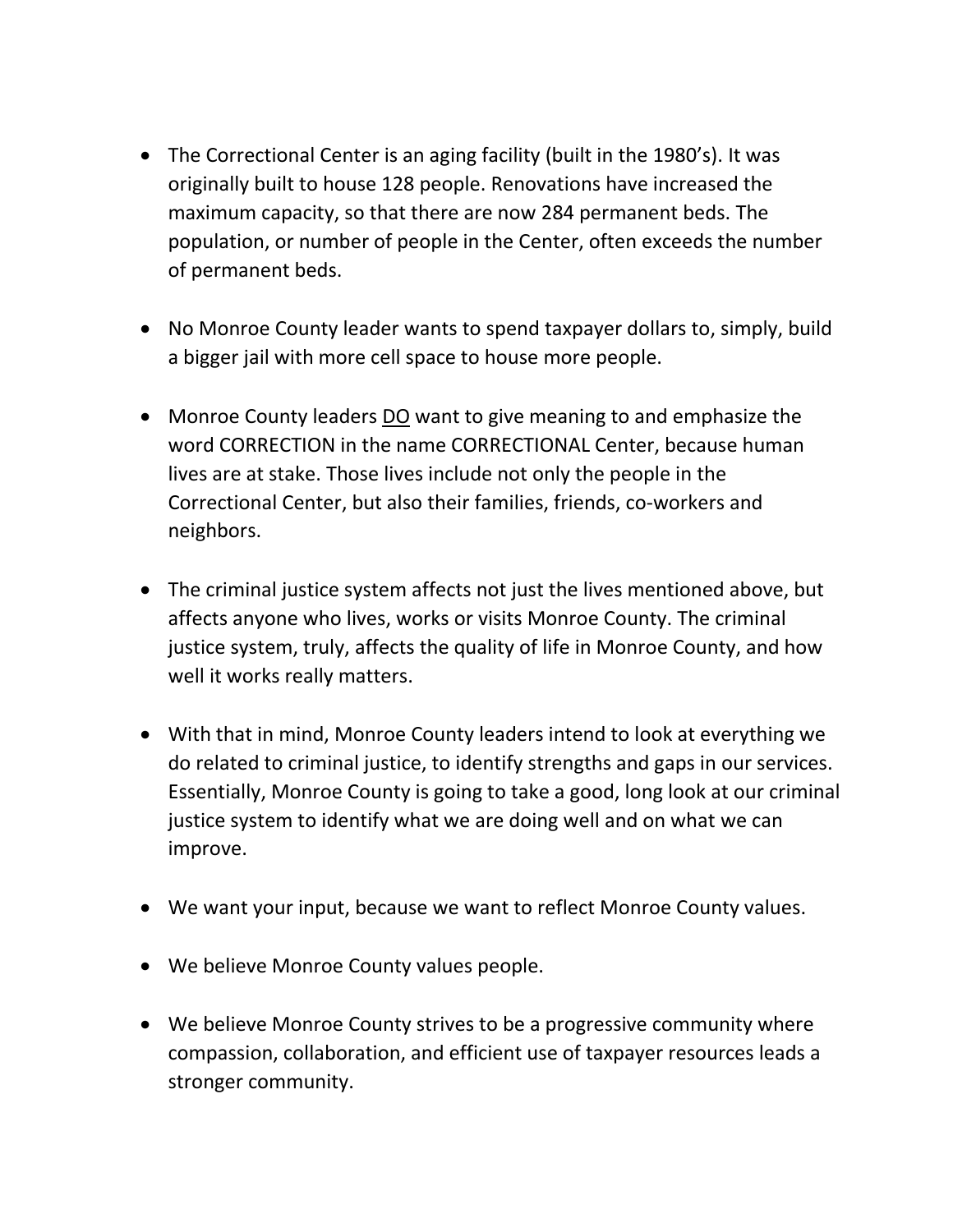- The Correctional Center is an aging facility (built in the 1980's). It was originally built to house 128 people. Renovations have increased the maximum capacity, so that there are now 284 permanent beds. The population, or number of people in the Center, often exceeds the number of permanent beds.

- No Monroe County leader wants to spend taxpayer dollars to, simply, build a bigger jail with more cell space to house more people.

- Monroe County leaders <u>DO</u> want to give meaning to and emphasize the word CORRECTION in the name CORRECTIONAL Center, because human lives are at stake. Those lives include not only the people in the Correctional Center, but also their families, friends, co-workers and neighbors.

- The criminal justice system affects not just the lives mentioned above, but affects anyone who lives, works or visits Monroe County. The criminal justice system, truly, affects the quality of life in Monroe County, and how well it works really matters.

- With that in mind, Monroe County leaders intend to look at everything we do related to criminal justice, to identify strengths and gaps in our services. Essentially, Monroe County is going to take a good, long look at our criminal justice system to identify what we are doing well and on what we can improve.

- We want your input, because we want to reflect Monroe County values.

- We believe Monroe County values people.

- We believe Monroe County strives to be a progressive community where compassion, collaboration, and efficient use of taxpayer resources leads a stronger community.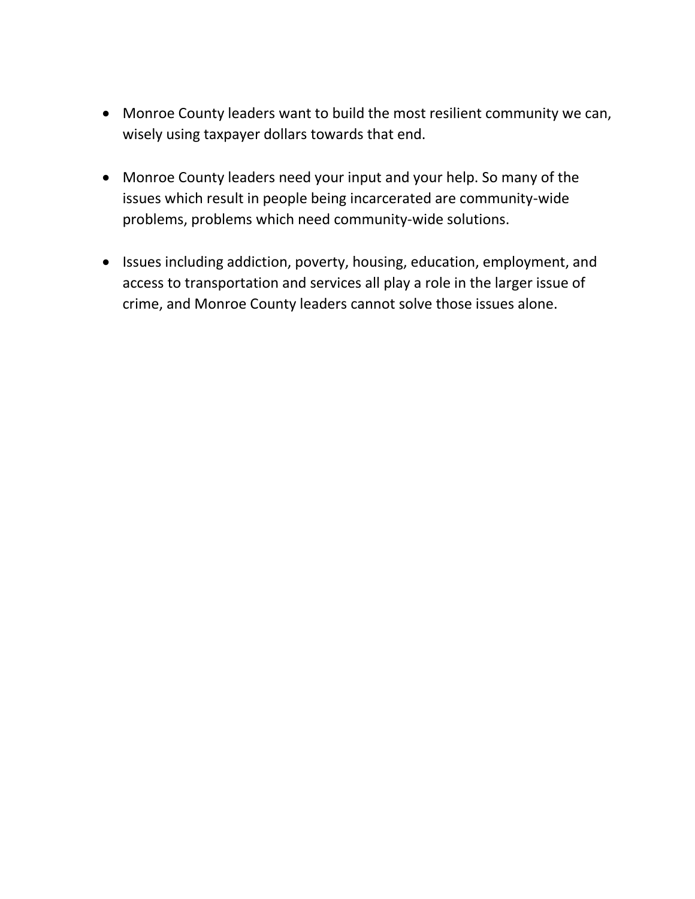- Monroe County leaders want to build the most resilient community we can, wisely using taxpayer dollars towards that end.

- Monroe County leaders need your input and your help. So many of the issues which result in people being incarcerated are community-wide problems, problems which need community-wide solutions.

- Issues including addiction, poverty, housing, education, employment, and access to transportation and services all play a role in the larger issue of crime, and Monroe County leaders cannot solve those issues alone.